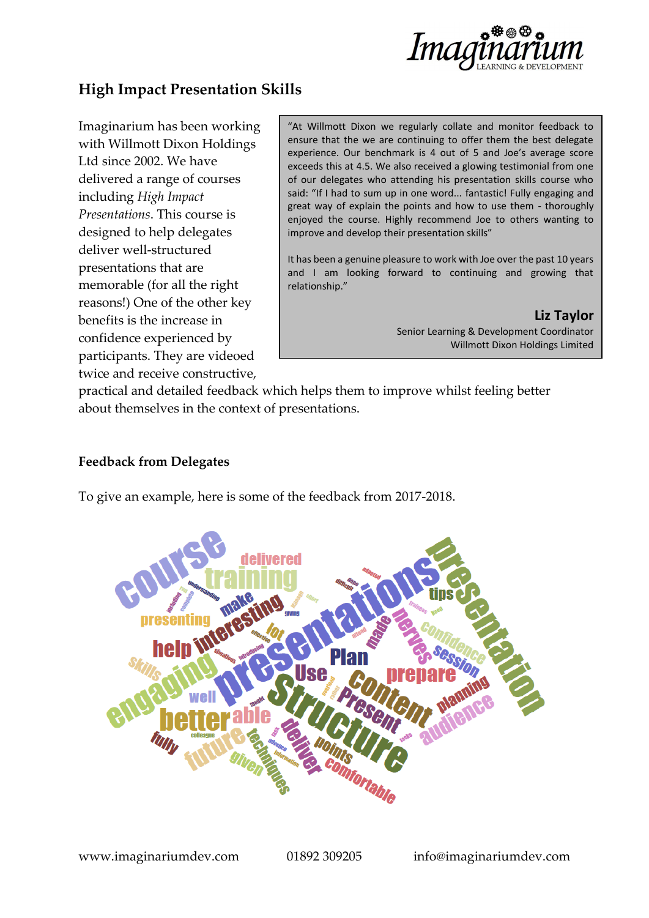# High Impact Presentation Skills

Imaginarium has been working with Willmott Dixon Holdings Ltd since 2002. We have delivered a range of courses including *High Impact Presentations*. This course is designed to help delegates deliver well-structured presentations that are memorable (for all the right reasons!) One of the other key benefits is the increase in confidence experienced by participants. They are videoed twice and receive constructive, practical and detailed feedback which helps them to improve whilst feeling better about themselves in the context of presentations.

> "At Willmott Dixon we regularly collate and monitor feedback to ensure that the we are continuing to offer them the best delegate experience. Our benchmark is 4 out of 5 and Joe's average score exceeds this at 4.5. We also received a glowing testimonial from one of our delegates who attending his presentation skills course who said: "If I had to sum up in one word... fantastic! Fully engaging and great way of explain the points and how to use them - thoroughly enjoyed the course. Highly recommend Joe to others wanting to improve and develop their presentation skills"
>
> It has been a genuine pleasure to work with Joe over the past 10 years and I am looking forward to continuing and growing that relationship."
>
> **Liz Taylor**
> Senior Learning & Development Coordinator
> Willmott Dixon Holdings Limited

### Feedback from Delegates

To give an example, here is some of the feedback from 2017-2018.

www.imaginariumdev.com 01892 309205 info@imaginariumdev.com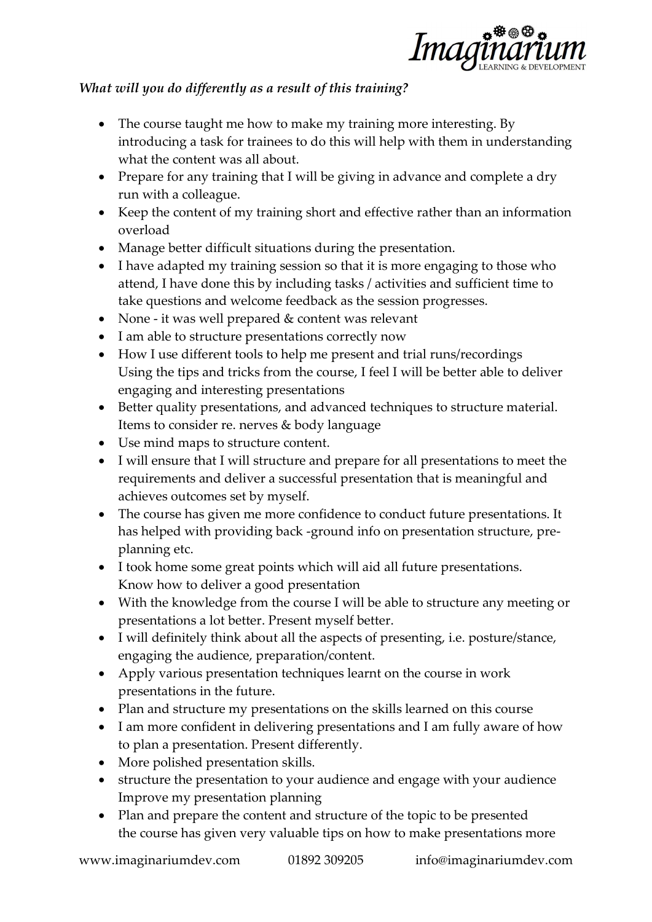*What will you do differently as a result of this training?*

- The course taught me how to make my training more interesting. By introducing a task for trainees to do this will help with them in understanding what the content was all about.
- Prepare for any training that I will be giving in advance and complete a dry run with a colleague.
- Keep the content of my training short and effective rather than an information overload
- Manage better difficult situations during the presentation.
- I have adapted my training session so that it is more engaging to those who attend, I have done this by including tasks / activities and sufficient time to take questions and welcome feedback as the session progresses.
- None - it was well prepared & content was relevant
- I am able to structure presentations correctly now
- How I use different tools to help me present and trial runs/recordings
  Using the tips and tricks from the course, I feel I will be better able to deliver engaging and interesting presentations
- Better quality presentations, and advanced techniques to structure material.
  Items to consider re. nerves & body language
- Use mind maps to structure content.
- I will ensure that I will structure and prepare for all presentations to meet the requirements and deliver a successful presentation that is meaningful and achieves outcomes set by myself.
- The course has given me more confidence to conduct future presentations. It has helped with providing back -ground info on presentation structure, pre-planning etc.
- I took home some great points which will aid all future presentations.
  Know how to deliver a good presentation
- With the knowledge from the course I will be able to structure any meeting or presentations a lot better. Present myself better.
- I will definitely think about all the aspects of presenting, i.e. posture/stance, engaging the audience, preparation/content.
- Apply various presentation techniques learnt on the course in work presentations in the future.
- Plan and structure my presentations on the skills learned on this course
- I am more confident in delivering presentations and I am fully aware of how to plan a presentation. Present differently.
- More polished presentation skills.
- structure the presentation to your audience and engage with your audience
  Improve my presentation planning
- Plan and prepare the content and structure of the topic to be presented
  the course has given very valuable tips on how to make presentations more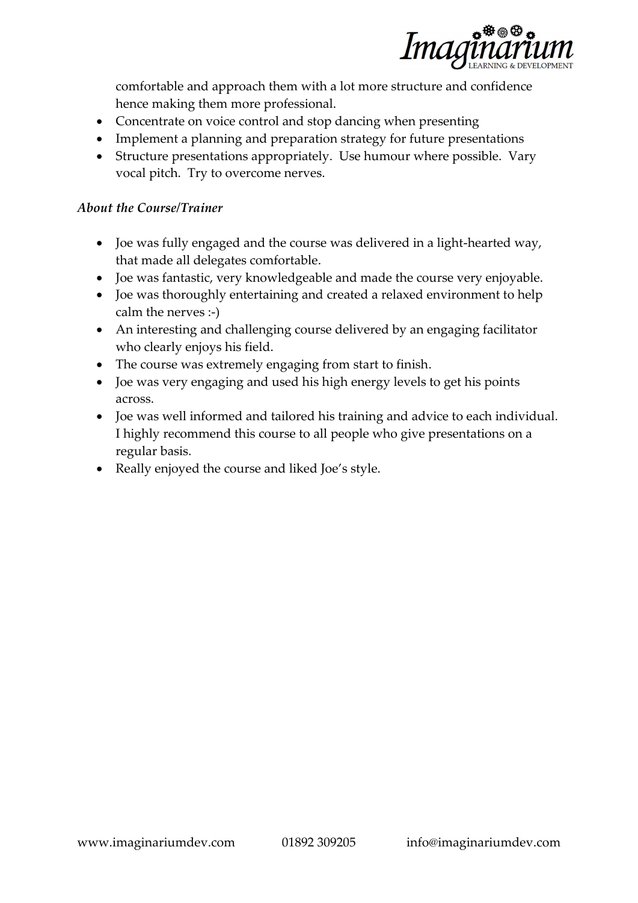comfortable and approach them with a lot more structure and confidence hence making them more professional.

- Concentrate on voice control and stop dancing when presenting
- Implement a planning and preparation strategy for future presentations
- Structure presentations appropriately. Use humour where possible. Vary vocal pitch. Try to overcome nerves.

*About the Course/Trainer*

- Joe was fully engaged and the course was delivered in a light-hearted way, that made all delegates comfortable.
- Joe was fantastic, very knowledgeable and made the course very enjoyable.
- Joe was thoroughly entertaining and created a relaxed environment to help calm the nerves :-)
- An interesting and challenging course delivered by an engaging facilitator who clearly enjoys his field.
- The course was extremely engaging from start to finish.
- Joe was very engaging and used his high energy levels to get his points across.
- Joe was well informed and tailored his training and advice to each individual. I highly recommend this course to all people who give presentations on a regular basis.
- Really enjoyed the course and liked Joe's style.